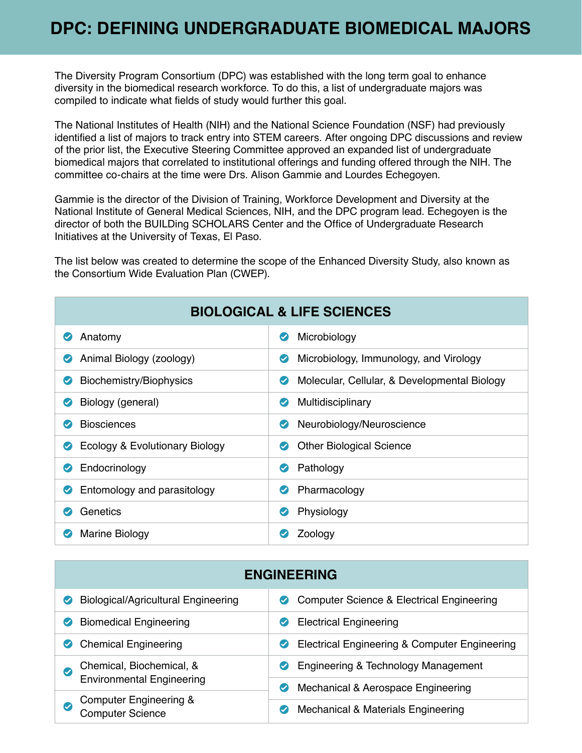# DPC: DEFINING UNDERGRADUATE BIOMEDICAL MAJORS

The Diversity Program Consortium (DPC) was established with the long term goal to enhance diversity in the biomedical research workforce. To do this, a list of undergraduate majors was compiled to indicate what fields of study would further this goal.

The National Institutes of Health (NIH) and the National Science Foundation (NSF) had previously identified a list of majors to track entry into STEM careers. After ongoing DPC discussions and review of the prior list, the Executive Steering Committee approved an expanded list of undergraduate biomedical majors that correlated to institutional offerings and funding offered through the NIH. The committee co-chairs at the time were Drs. Alison Gammie and Lourdes Echegoyen.

Gammie is the director of the Division of Training, Workforce Development and Diversity at the National Institute of General Medical Sciences, NIH, and the DPC program lead. Echegoyen is the director of both the BUILDing SCHOLARS Center and the Office of Undergraduate Research Initiatives at the University of Texas, El Paso.

The list below was created to determine the scope of the Enhanced Diversity Study, also known as the Consortium Wide Evaluation Plan (CWEP).

| BIOLOGICAL & LIFE SCIENCES | |
|---|---|
| Anatomy | Microbiology |
| Animal Biology (zoology) | Microbiology, Immunology, and Virology |
| Biochemistry/Biophysics | Molecular, Cellular, & Developmental Biology |
| Biology (general) | Multidisciplinary |
| Biosciences | Neurobiology/Neuroscience |
| Ecology & Evolutionary Biology | Other Biological Science |
| Endocrinology | Pathology |
| Entomology and parasitology | Pharmacology |
| Genetics | Physiology |
| Marine Biology | Zoology |

| ENGINEERING | |
|---|---|
| Biological/Agricultural Engineering | Computer Science & Electrical Engineering |
| Biomedical Engineering | Electrical Engineering |
| Chemical Engineering | Electrical Engineering & Computer Engineering |
| Chemical, Biochemical, & Environmental Engineering | Engineering & Technology Management |
| Computer Engineering & Computer Science | Mechanical & Aerospace Engineering |
| | Mechanical & Materials Engineering |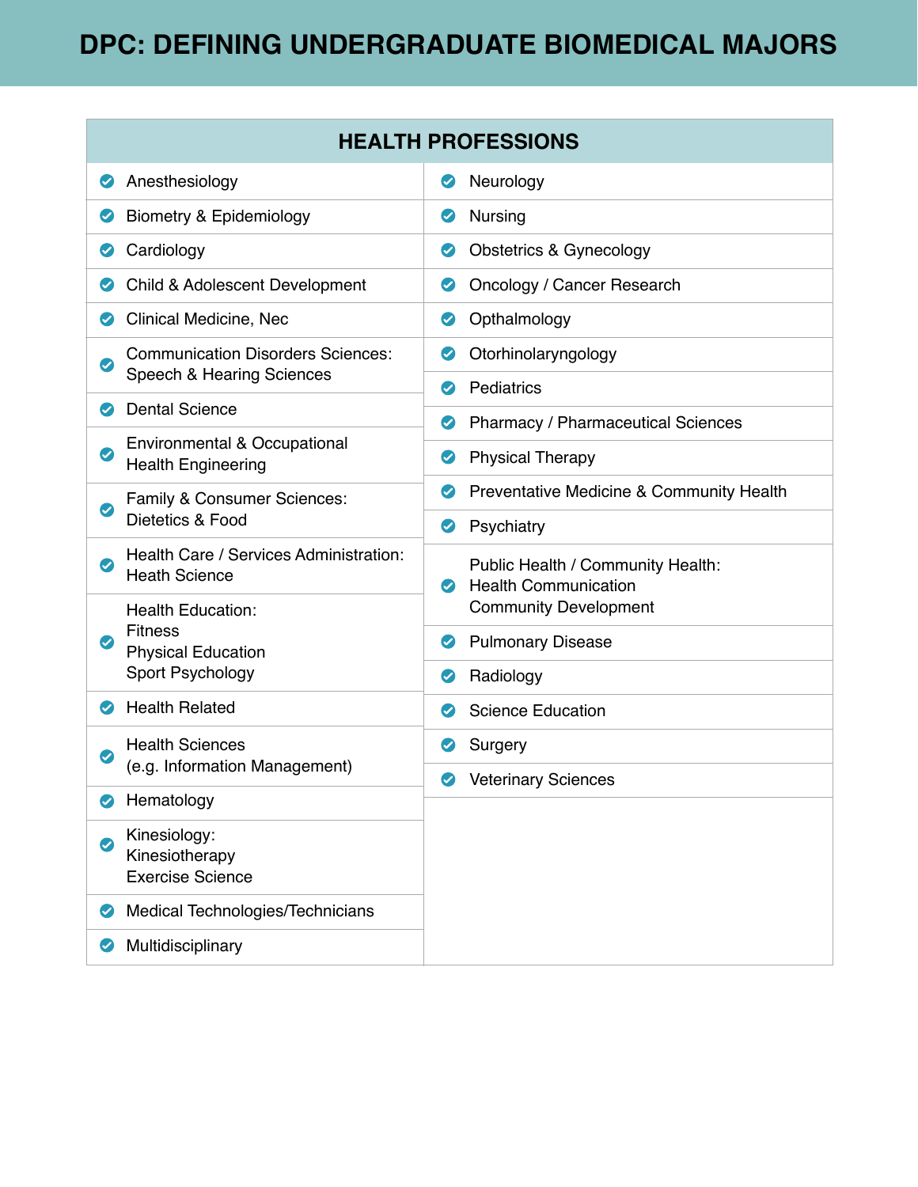# DPC: DEFINING UNDERGRADUATE BIOMEDICAL MAJORS

## HEALTH PROFESSIONS

- Anesthesiology
- Biometry & Epidemiology
- Cardiology
- Child & Adolescent Development
- Clinical Medicine, Nec
- Communication Disorders Sciences: Speech & Hearing Sciences
- Dental Science
- Environmental & Occupational Health Engineering
- Family & Consumer Sciences: Dietetics & Food
- Health Care / Services Administration: Heath Science
- Health Education: Fitness, Physical Education, Sport Psychology
- Health Related
- Health Sciences (e.g. Information Management)
- Hematology
- Kinesiology: Kinesiotherapy, Exercise Science
- Medical Technologies/Technicians
- Multidisciplinary
- Neurology
- Nursing
- Obstetrics & Gynecology
- Oncology / Cancer Research
- Opthalmology
- Otorhinolaryngology
- Pediatrics
- Pharmacy / Pharmaceutical Sciences
- Physical Therapy
- Preventative Medicine & Community Health
- Psychiatry
- Public Health / Community Health: Health Communication, Community Development
- Pulmonary Disease
- Radiology
- Science Education
- Surgery
- Veterinary Sciences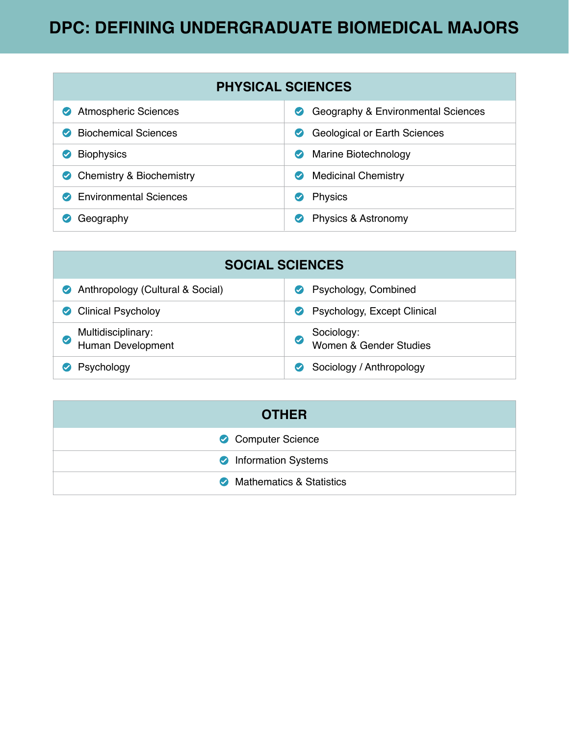# DPC: DEFINING UNDERGRADUATE BIOMEDICAL MAJORS

## PHYSICAL SCIENCES

| | |
|---|---|
| Atmospheric Sciences | Geography & Environmental Sciences |
| Biochemical Sciences | Geological or Earth Sciences |
| Biophysics | Marine Biotechnology |
| Chemistry & Biochemistry | Medicinal Chemistry |
| Environmental Sciences | Physics |
| Geography | Physics & Astronomy |

## SOCIAL SCIENCES

| | |
|---|---|
| Anthropology (Cultural & Social) | Psychology, Combined |
| Clinical Psycholoy | Psychology, Except Clinical |
| Multidisciplinary: Human Development | Sociology: Women & Gender Studies |
| Psychology | Sociology / Anthropology |

## OTHER

| |
|---|
| Computer Science |
| Information Systems |
| Mathematics & Statistics |